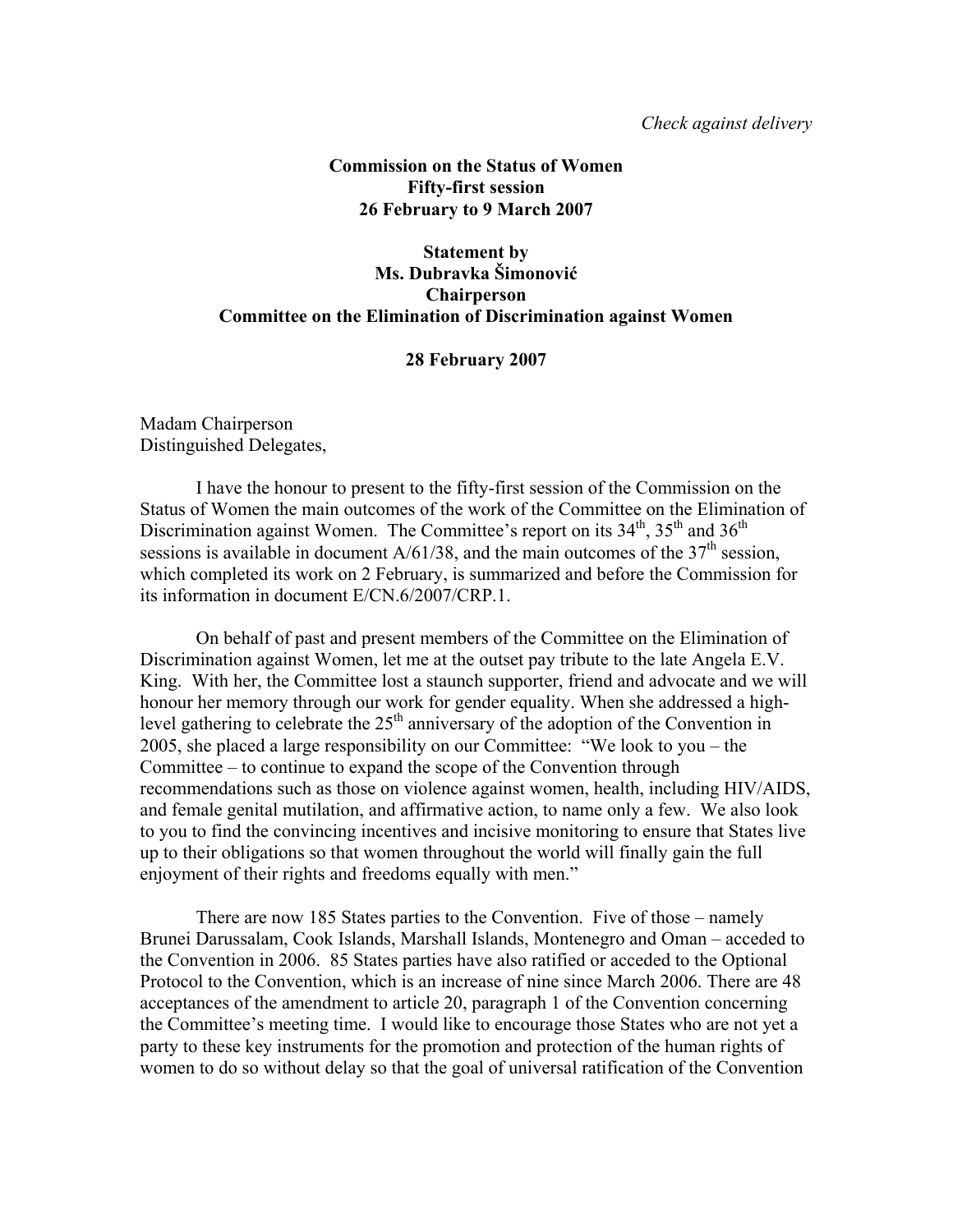*Check against delivery*

**Commission on the Status of Women**
**Fifty-first session**
**26 February to 9 March 2007**

**Statement by**
**Ms. Dubravka Šimonović**
**Chairperson**
**Committee on the Elimination of Discrimination against Women**

**28 February 2007**

Madam Chairperson
Distinguished Delegates,

I have the honour to present to the fifty-first session of the Commission on the Status of Women the main outcomes of the work of the Committee on the Elimination of Discrimination against Women. The Committee's report on its 34th, 35th and 36th sessions is available in document A/61/38, and the main outcomes of the 37th session, which completed its work on 2 February, is summarized and before the Commission for its information in document E/CN.6/2007/CRP.1.

On behalf of past and present members of the Committee on the Elimination of Discrimination against Women, let me at the outset pay tribute to the late Angela E.V. King. With her, the Committee lost a staunch supporter, friend and advocate and we will honour her memory through our work for gender equality. When she addressed a high-level gathering to celebrate the 25th anniversary of the adoption of the Convention in 2005, she placed a large responsibility on our Committee: "We look to you – the Committee – to continue to expand the scope of the Convention through recommendations such as those on violence against women, health, including HIV/AIDS, and female genital mutilation, and affirmative action, to name only a few. We also look to you to find the convincing incentives and incisive monitoring to ensure that States live up to their obligations so that women throughout the world will finally gain the full enjoyment of their rights and freedoms equally with men."

There are now 185 States parties to the Convention. Five of those – namely Brunei Darussalam, Cook Islands, Marshall Islands, Montenegro and Oman – acceded to the Convention in 2006. 85 States parties have also ratified or acceded to the Optional Protocol to the Convention, which is an increase of nine since March 2006. There are 48 acceptances of the amendment to article 20, paragraph 1 of the Convention concerning the Committee's meeting time. I would like to encourage those States who are not yet a party to these key instruments for the promotion and protection of the human rights of women to do so without delay so that the goal of universal ratification of the Convention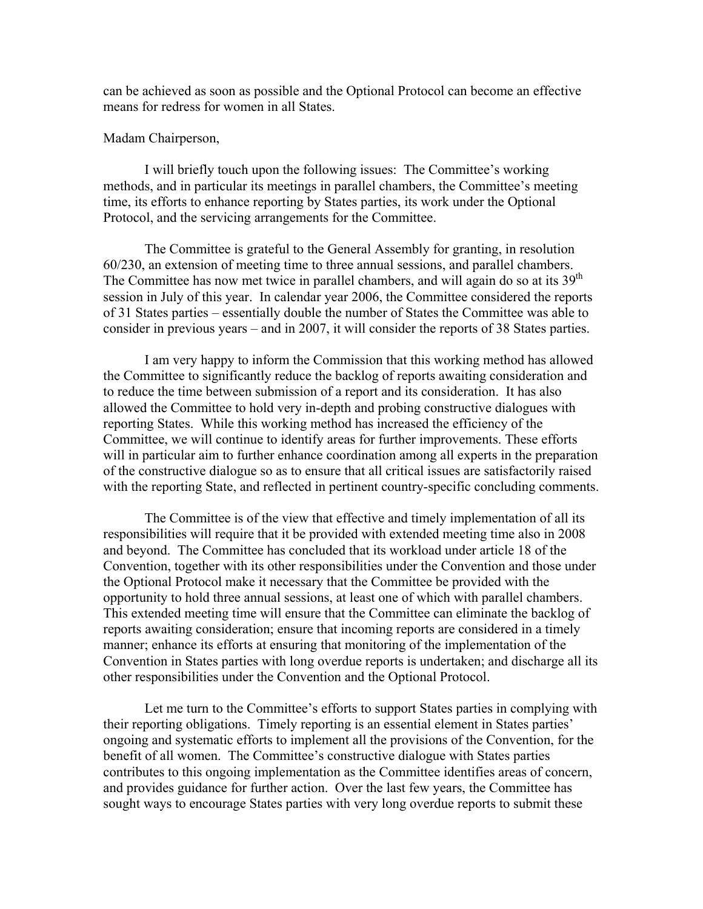can be achieved as soon as possible and the Optional Protocol can become an effective means for redress for women in all States.

Madam Chairperson,

I will briefly touch upon the following issues: The Committee's working methods, and in particular its meetings in parallel chambers, the Committee's meeting time, its efforts to enhance reporting by States parties, its work under the Optional Protocol, and the servicing arrangements for the Committee.

The Committee is grateful to the General Assembly for granting, in resolution 60/230, an extension of meeting time to three annual sessions, and parallel chambers. The Committee has now met twice in parallel chambers, and will again do so at its 39th session in July of this year. In calendar year 2006, the Committee considered the reports of 31 States parties – essentially double the number of States the Committee was able to consider in previous years – and in 2007, it will consider the reports of 38 States parties.

I am very happy to inform the Commission that this working method has allowed the Committee to significantly reduce the backlog of reports awaiting consideration and to reduce the time between submission of a report and its consideration. It has also allowed the Committee to hold very in-depth and probing constructive dialogues with reporting States. While this working method has increased the efficiency of the Committee, we will continue to identify areas for further improvements. These efforts will in particular aim to further enhance coordination among all experts in the preparation of the constructive dialogue so as to ensure that all critical issues are satisfactorily raised with the reporting State, and reflected in pertinent country-specific concluding comments.

The Committee is of the view that effective and timely implementation of all its responsibilities will require that it be provided with extended meeting time also in 2008 and beyond. The Committee has concluded that its workload under article 18 of the Convention, together with its other responsibilities under the Convention and those under the Optional Protocol make it necessary that the Committee be provided with the opportunity to hold three annual sessions, at least one of which with parallel chambers. This extended meeting time will ensure that the Committee can eliminate the backlog of reports awaiting consideration; ensure that incoming reports are considered in a timely manner; enhance its efforts at ensuring that monitoring of the implementation of the Convention in States parties with long overdue reports is undertaken; and discharge all its other responsibilities under the Convention and the Optional Protocol.

Let me turn to the Committee's efforts to support States parties in complying with their reporting obligations. Timely reporting is an essential element in States parties' ongoing and systematic efforts to implement all the provisions of the Convention, for the benefit of all women. The Committee's constructive dialogue with States parties contributes to this ongoing implementation as the Committee identifies areas of concern, and provides guidance for further action. Over the last few years, the Committee has sought ways to encourage States parties with very long overdue reports to submit these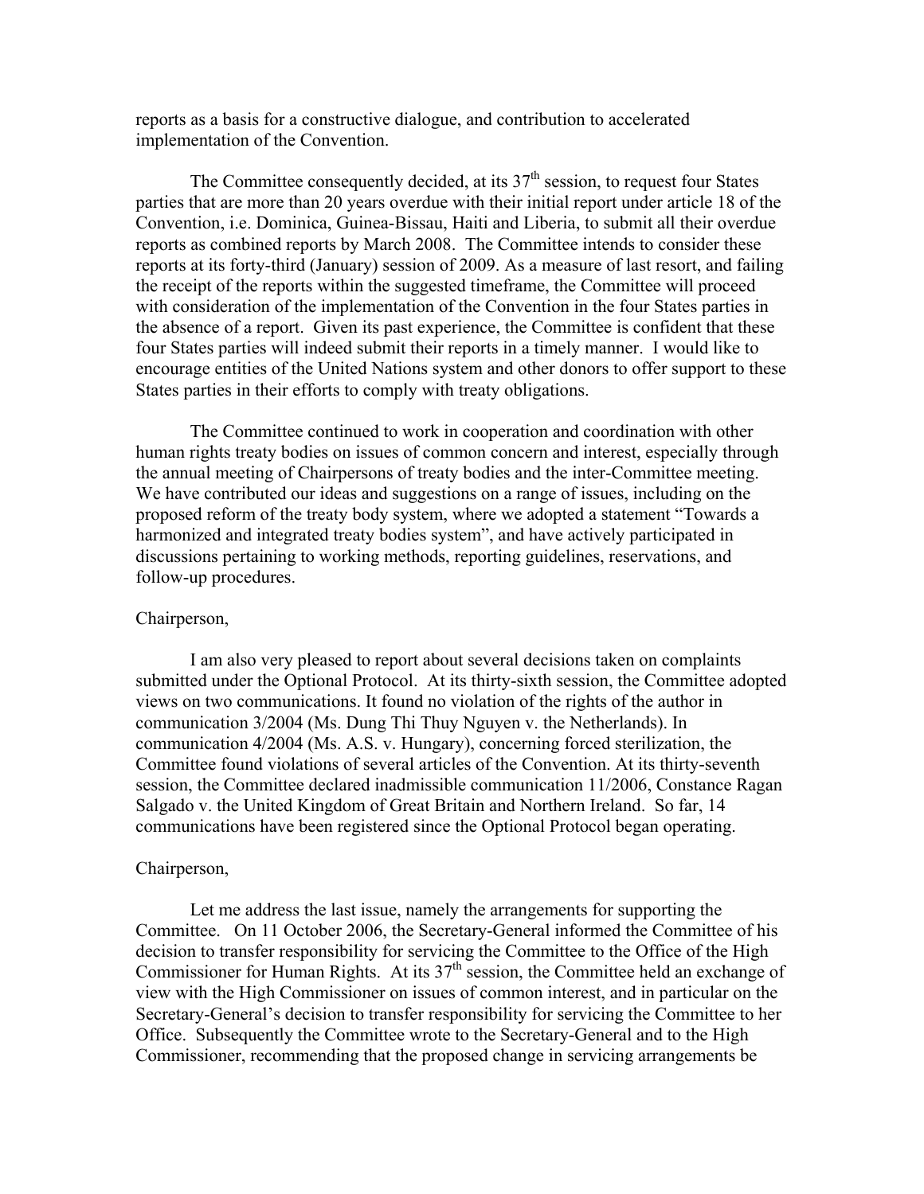reports as a basis for a constructive dialogue, and contribution to accelerated implementation of the Convention.

The Committee consequently decided, at its 37th session, to request four States parties that are more than 20 years overdue with their initial report under article 18 of the Convention, i.e. Dominica, Guinea-Bissau, Haiti and Liberia, to submit all their overdue reports as combined reports by March 2008. The Committee intends to consider these reports at its forty-third (January) session of 2009. As a measure of last resort, and failing the receipt of the reports within the suggested timeframe, the Committee will proceed with consideration of the implementation of the Convention in the four States parties in the absence of a report. Given its past experience, the Committee is confident that these four States parties will indeed submit their reports in a timely manner. I would like to encourage entities of the United Nations system and other donors to offer support to these States parties in their efforts to comply with treaty obligations.

The Committee continued to work in cooperation and coordination with other human rights treaty bodies on issues of common concern and interest, especially through the annual meeting of Chairpersons of treaty bodies and the inter-Committee meeting. We have contributed our ideas and suggestions on a range of issues, including on the proposed reform of the treaty body system, where we adopted a statement "Towards a harmonized and integrated treaty bodies system", and have actively participated in discussions pertaining to working methods, reporting guidelines, reservations, and follow-up procedures.

Chairperson,

I am also very pleased to report about several decisions taken on complaints submitted under the Optional Protocol. At its thirty-sixth session, the Committee adopted views on two communications. It found no violation of the rights of the author in communication 3/2004 (Ms. Dung Thi Thuy Nguyen v. the Netherlands). In communication 4/2004 (Ms. A.S. v. Hungary), concerning forced sterilization, the Committee found violations of several articles of the Convention. At its thirty-seventh session, the Committee declared inadmissible communication 11/2006, Constance Ragan Salgado v. the United Kingdom of Great Britain and Northern Ireland. So far, 14 communications have been registered since the Optional Protocol began operating.

Chairperson,

Let me address the last issue, namely the arrangements for supporting the Committee. On 11 October 2006, the Secretary-General informed the Committee of his decision to transfer responsibility for servicing the Committee to the Office of the High Commissioner for Human Rights. At its 37th session, the Committee held an exchange of view with the High Commissioner on issues of common interest, and in particular on the Secretary-General's decision to transfer responsibility for servicing the Committee to her Office. Subsequently the Committee wrote to the Secretary-General and to the High Commissioner, recommending that the proposed change in servicing arrangements be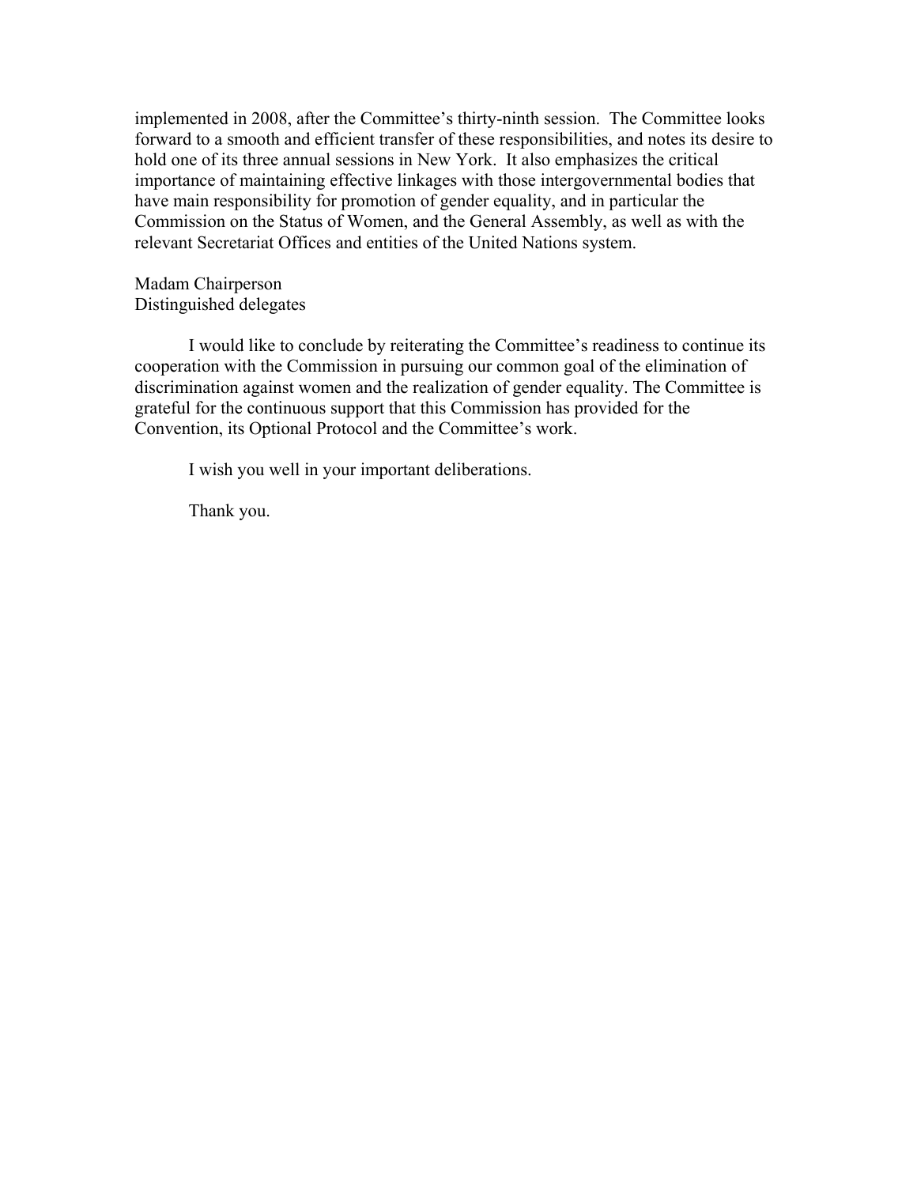implemented in 2008, after the Committee's thirty-ninth session. The Committee looks forward to a smooth and efficient transfer of these responsibilities, and notes its desire to hold one of its three annual sessions in New York. It also emphasizes the critical importance of maintaining effective linkages with those intergovernmental bodies that have main responsibility for promotion of gender equality, and in particular the Commission on the Status of Women, and the General Assembly, as well as with the relevant Secretariat Offices and entities of the United Nations system.

Madam Chairperson
Distinguished delegates

I would like to conclude by reiterating the Committee's readiness to continue its cooperation with the Commission in pursuing our common goal of the elimination of discrimination against women and the realization of gender equality. The Committee is grateful for the continuous support that this Commission has provided for the Convention, its Optional Protocol and the Committee's work.

I wish you well in your important deliberations.

Thank you.